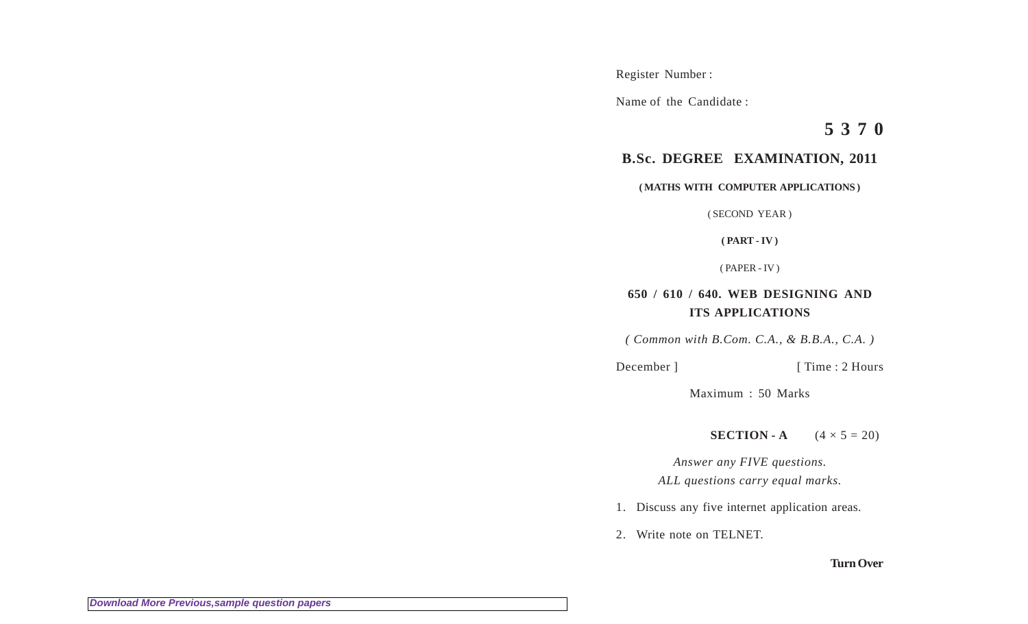Register Number :

Name of the Candidate :

**5 3 7 0**

## B.Sc. DEGREE EXAMINATION, 2011

**( MATHS WITH COMPUTER APPLICATIONS )**

( SECOND YEAR )

**( PART - IV )**

( PAPER - IV )

### 650 / 610 / 640. WEB DESIGNING AND ITS APPLICATIONS

*( Common with B.Com. C.A., & B.B.A., C.A. )*

December ] [ Time : 2 Hours

Maximum : 50 Marks

**SECTION - A** $(4 \times 5 = 20)$

*Answer any FIVE questions.*
*ALL questions carry equal marks.*

1. Discuss any five internet application areas.

2. Write note on TELNET.

**Turn Over**

*Download More Previous,sample question papers*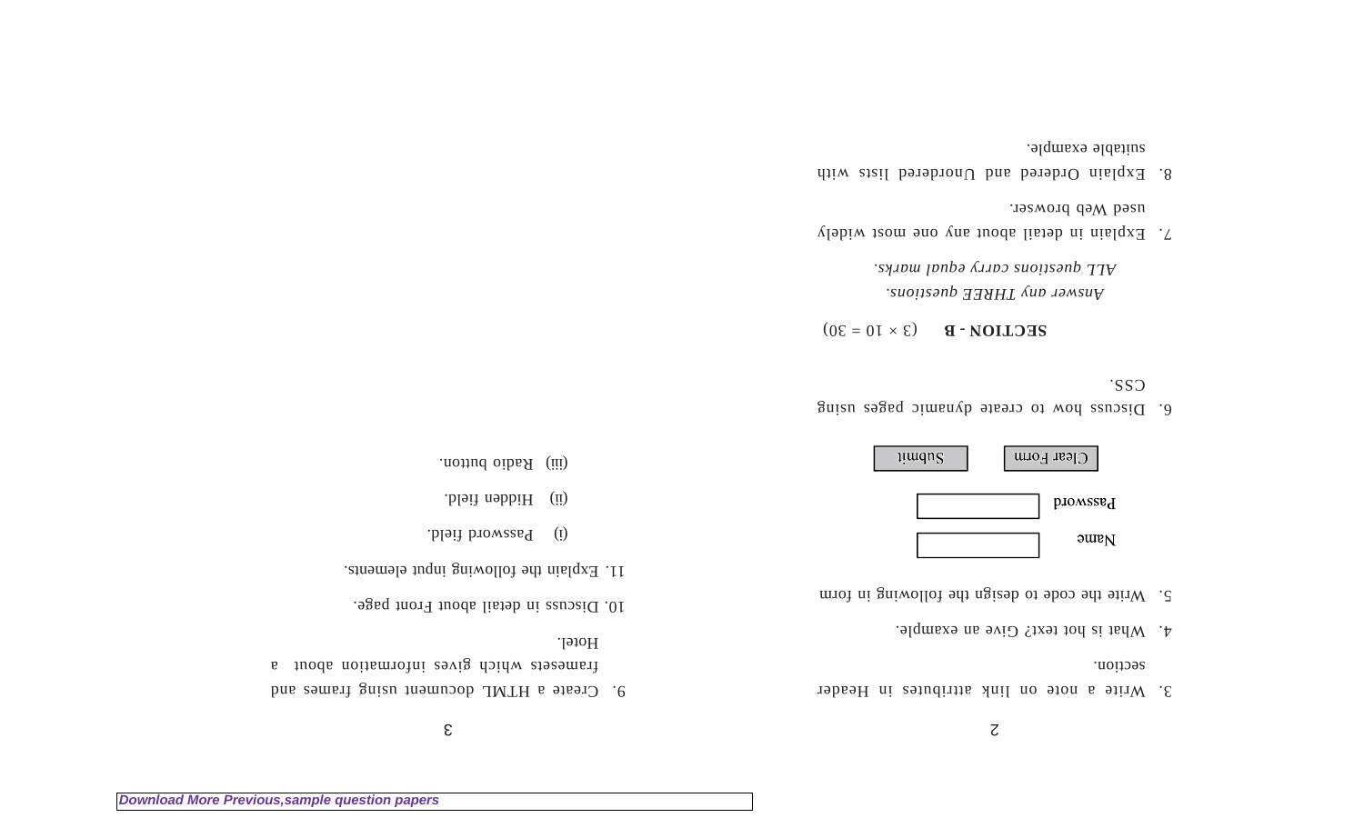3. Write a note on link attributes in Header section.

4. What is hot text? Give an example.

5. Write the code to design the following in form

Name [ ]

Password [ ]

[Clear Form] [Submit]

6. Discuss how to create dynamic pages using CSS.

## SECTION - B $(3 \times 10 = 30)$

*Answer any THREE questions.*

*ALL questions carry equal marks.*

7. Explain in detail about any one most widely used Web browser.

8. Explain Ordered and Unordered lists with suitable example.

9. Create a HTML document using frames and framesets which gives information about a Hotel.

10. Discuss in detail about Front page.

11. Explain the following input elements.

    (i) Password field.

    (ii) Hidden field.

    (iii) Radio button.